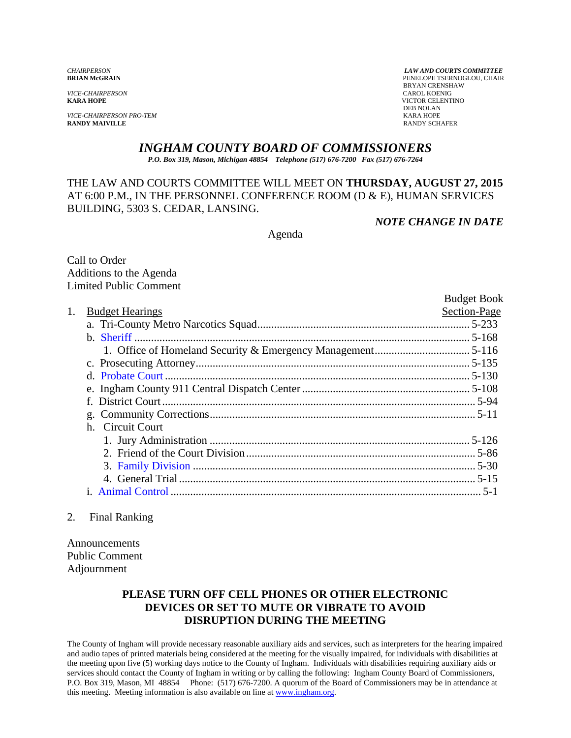*CHAIRPERSON*
**BRIAN McGRAIN**

*VICE-CHAIRPERSON*
**KARA HOPE**

*VICE-CHAIRPERSON PRO-TEM*
**RANDY MAIVILLE**

***LAW AND COURTS COMMITTEE***
PENELOPE TSERNOGLOU, CHAIR
BRYAN CRENSHAW
CAROL KOENIG
VICTOR CELENTINO
DEB NOLAN
KARA HOPE
RANDY SCHAFER

# *INGHAM COUNTY BOARD OF COMMISSIONERS*

***P.O. Box 319, Mason, Michigan 48854 Telephone (517) 676-7200 Fax (517) 676-7264***

THE LAW AND COURTS COMMITTEE WILL MEET ON **THURSDAY, AUGUST 27, 2015** AT 6:00 P.M., IN THE PERSONNEL CONFERENCE ROOM (D & E), HUMAN SERVICES BUILDING, 5303 S. CEDAR, LANSING.

***NOTE CHANGE IN DATE***

Agenda

Call to Order
Additions to the Agenda
Limited Public Comment

| | Budget Book Section-Page |
|---|---|
| 1. Budget Hearings | |
| a. Tri-County Metro Narcotics Squad | 5-233 |
| b. Sheriff | 5-168 |
| 1. Office of Homeland Security & Emergency Management | 5-116 |
| c. Prosecuting Attorney | 5-135 |
| d. Probate Court | 5-130 |
| e. Ingham County 911 Central Dispatch Center | 5-108 |
| f. District Court | 5-94 |
| g. Community Corrections | 5-11 |
| h. Circuit Court | |
| 1. Jury Administration | 5-126 |
| 2. Friend of the Court Division | 5-86 |
| 3. Family Division | 5-30 |
| 4. General Trial | 5-15 |
| i. Animal Control | 5-1 |

2. Final Ranking

Announcements
Public Comment
Adjournment

**PLEASE TURN OFF CELL PHONES OR OTHER ELECTRONIC DEVICES OR SET TO MUTE OR VIBRATE TO AVOID DISRUPTION DURING THE MEETING**

The County of Ingham will provide necessary reasonable auxiliary aids and services, such as interpreters for the hearing impaired and audio tapes of printed materials being considered at the meeting for the visually impaired, for individuals with disabilities at the meeting upon five (5) working days notice to the County of Ingham. Individuals with disabilities requiring auxiliary aids or services should contact the County of Ingham in writing or by calling the following: Ingham County Board of Commissioners, P.O. Box 319, Mason, MI 48854 Phone: (517) 676-7200. A quorum of the Board of Commissioners may be in attendance at this meeting. Meeting information is also available on line at www.ingham.org.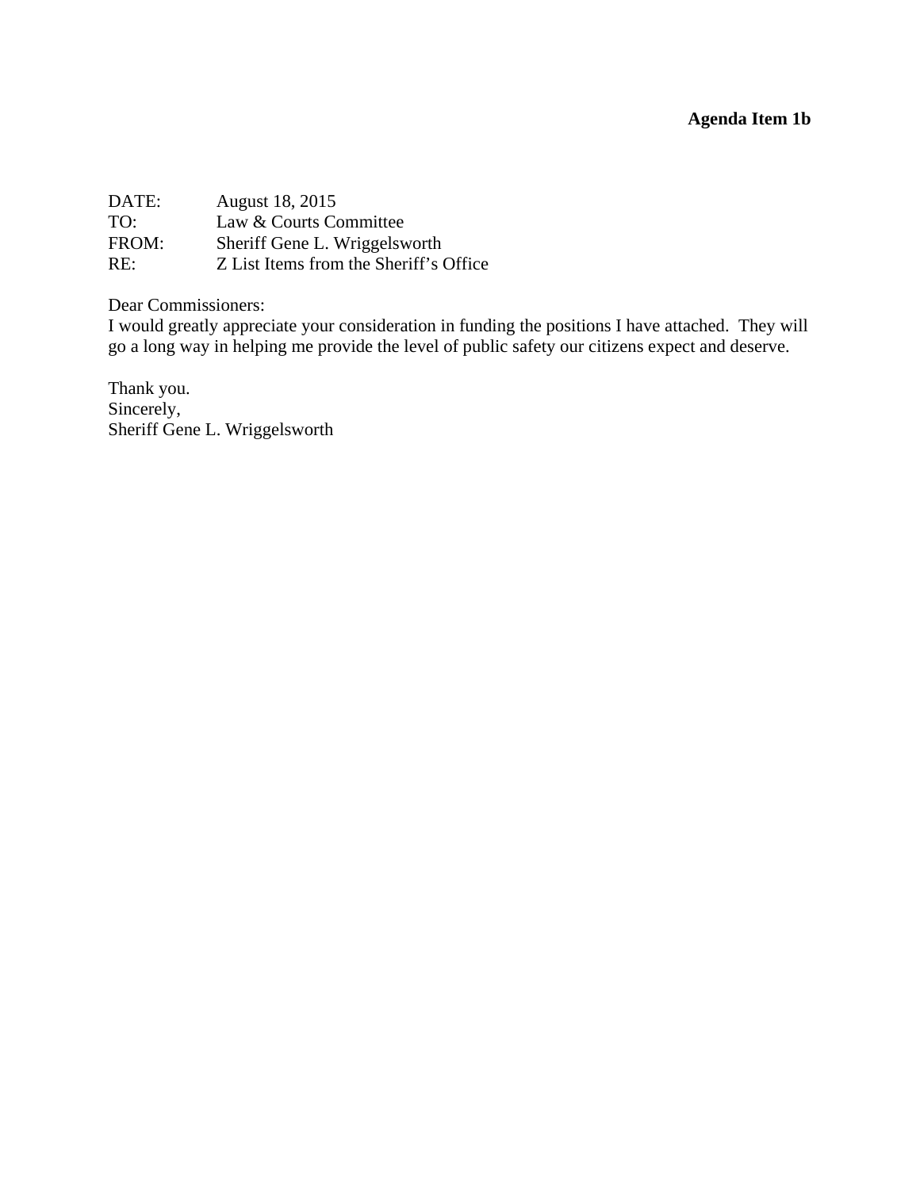**Agenda Item 1b**

DATE: August 18, 2015
TO: Law & Courts Committee
FROM: Sheriff Gene L. Wriggelsworth
RE: Z List Items from the Sheriff's Office

Dear Commissioners:
I would greatly appreciate your consideration in funding the positions I have attached. They will go a long way in helping me provide the level of public safety our citizens expect and deserve.

Thank you.
Sincerely,
Sheriff Gene L. Wriggelsworth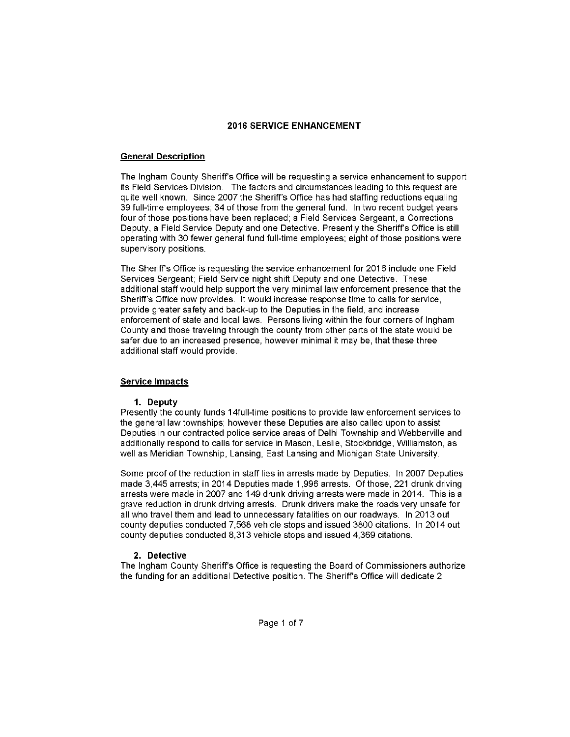## 2016 SERVICE ENHANCEMENT

### General Description

The Ingham County Sheriff's Office will be requesting a service enhancement to support its Field Services Division. The factors and circumstances leading to this request are quite well known. Since 2007 the Sheriff's Office has had staffing reductions equaling 39 full-time employees; 34 of those from the general fund. In two recent budget years four of those positions have been replaced; a Field Services Sergeant, a Corrections Deputy, a Field Service Deputy and one Detective. Presently the Sheriff's Office is still operating with 30 fewer general fund full-time employees; eight of those positions were supervisory positions.

The Sheriff's Office is requesting the service enhancement for 2016 include one Field Services Sergeant; Field Service night shift Deputy and one Detective. These additional staff would help support the very minimal law enforcement presence that the Sheriff's Office now provides. It would increase response time to calls for service, provide greater safety and back-up to the Deputies in the field, and increase enforcement of state and local laws. Persons living within the four corners of Ingham County and those traveling through the county from other parts of the state would be safer due to an increased presence, however minimal it may be, that these three additional staff would provide.

### Service Impacts

**1. Deputy**

Presently the county funds 14full-time positions to provide law enforcement services to the general law townships; however these Deputies are also called upon to assist Deputies in our contracted police service areas of Delhi Township and Webberville and additionally respond to calls for service in Mason, Leslie, Stockbridge, Williamston, as well as Meridian Township, Lansing, East Lansing and Michigan State University.

Some proof of the reduction in staff lies in arrests made by Deputies. In 2007 Deputies made 3,445 arrests; in 2014 Deputies made 1,996 arrests. Of those, 221 drunk driving arrests were made in 2007 and 149 drunk driving arrests were made in 2014. This is a grave reduction in drunk driving arrests. Drunk drivers make the roads very unsafe for all who travel them and lead to unnecessary fatalities on our roadways. In 2013 out county deputies conducted 7,568 vehicle stops and issued 3800 citations. In 2014 out county deputies conducted 8,313 vehicle stops and issued 4,369 citations.

**2. Detective**

The Ingham County Sheriff's Office is requesting the Board of Commissioners authorize the funding for an additional Detective position. The Sheriff's Office will dedicate 2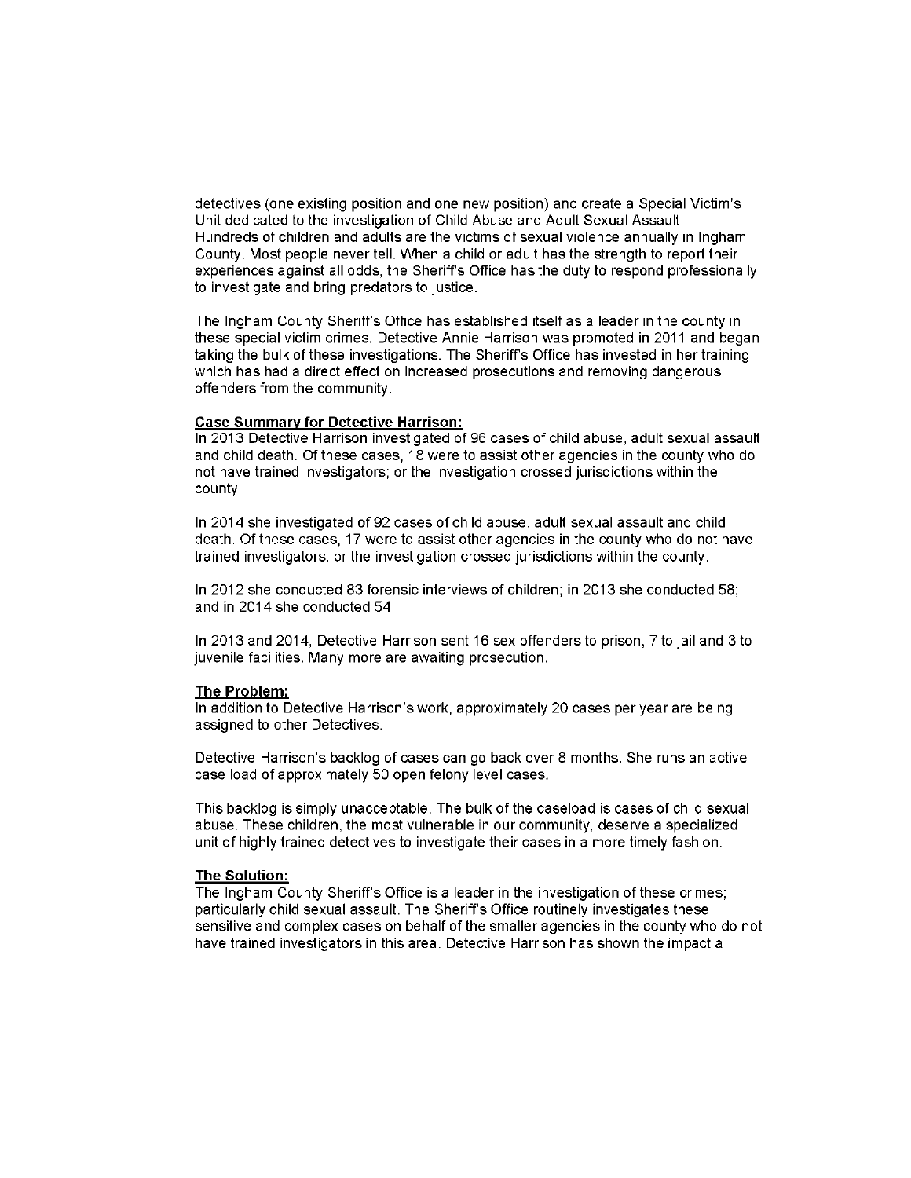detectives (one existing position and one new position) and create a Special Victim's Unit dedicated to the investigation of Child Abuse and Adult Sexual Assault. Hundreds of children and adults are the victims of sexual violence annually in Ingham County. Most people never tell. When a child or adult has the strength to report their experiences against all odds, the Sheriff's Office has the duty to respond professionally to investigate and bring predators to justice.

The Ingham County Sheriff's Office has established itself as a leader in the county in these special victim crimes. Detective Annie Harrison was promoted in 2011 and began taking the bulk of these investigations. The Sheriff's Office has invested in her training which has had a direct effect on increased prosecutions and removing dangerous offenders from the community.

**Case Summary for Detective Harrison:**

In 2013 Detective Harrison investigated of 96 cases of child abuse, adult sexual assault and child death. Of these cases, 18 were to assist other agencies in the county who do not have trained investigators; or the investigation crossed jurisdictions within the county.

In 2014 she investigated of 92 cases of child abuse, adult sexual assault and child death. Of these cases, 17 were to assist other agencies in the county who do not have trained investigators; or the investigation crossed jurisdictions within the county.

In 2012 she conducted 83 forensic interviews of children; in 2013 she conducted 58; and in 2014 she conducted 54.

In 2013 and 2014, Detective Harrison sent 16 sex offenders to prison, 7 to jail and 3 to juvenile facilities. Many more are awaiting prosecution.

**The Problem:**

In addition to Detective Harrison's work, approximately 20 cases per year are being assigned to other Detectives.

Detective Harrison's backlog of cases can go back over 8 months. She runs an active case load of approximately 50 open felony level cases.

This backlog is simply unacceptable. The bulk of the caseload is cases of child sexual abuse. These children, the most vulnerable in our community, deserve a specialized unit of highly trained detectives to investigate their cases in a more timely fashion.

**The Solution:**

The Ingham County Sheriff's Office is a leader in the investigation of these crimes; particularly child sexual assault. The Sheriff's Office routinely investigates these sensitive and complex cases on behalf of the smaller agencies in the county who do not have trained investigators in this area. Detective Harrison has shown the impact a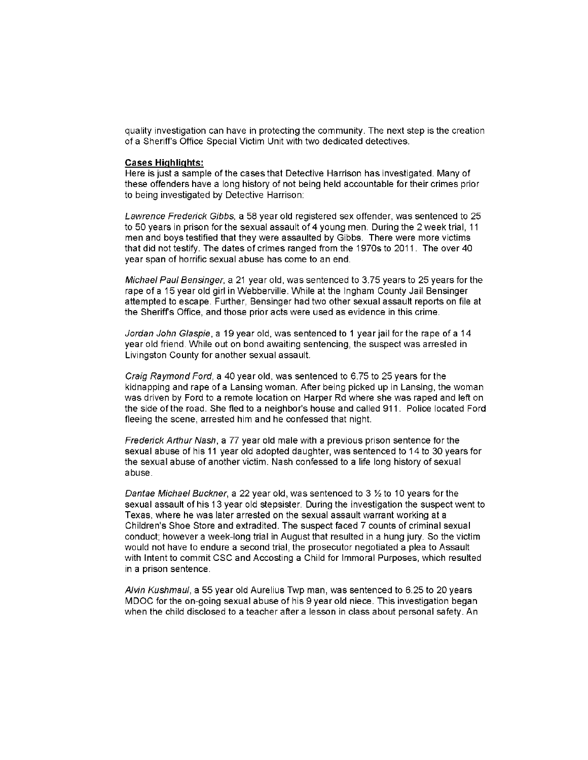quality investigation can have in protecting the community. The next step is the creation of a Sheriff's Office Special Victim Unit with two dedicated detectives.

**Cases Highlights:**

Here is just a sample of the cases that Detective Harrison has investigated. Many of these offenders have a long history of not being held accountable for their crimes prior to being investigated by Detective Harrison:

*Lawrence Frederick Gibbs*, a 58 year old registered sex offender, was sentenced to 25 to 50 years in prison for the sexual assault of 4 young men. During the 2 week trial, 11 men and boys testified that they were assaulted by Gibbs. There were more victims that did not testify. The dates of crimes ranged from the 1970s to 2011. The over 40 year span of horrific sexual abuse has come to an end.

*Michael Paul Bensinger*, a 21 year old, was sentenced to 3.75 years to 25 years for the rape of a 15 year old girl in Webberville. While at the Ingham County Jail Bensinger attempted to escape. Further, Bensinger had two other sexual assault reports on file at the Sheriff's Office, and those prior acts were used as evidence in this crime.

*Jordan John Glaspie*, a 19 year old, was sentenced to 1 year jail for the rape of a 14 year old friend. While out on bond awaiting sentencing, the suspect was arrested in Livingston County for another sexual assault.

*Craig Raymond Ford*, a 40 year old, was sentenced to 6.75 to 25 years for the kidnapping and rape of a Lansing woman. After being picked up in Lansing, the woman was driven by Ford to a remote location on Harper Rd where she was raped and left on the side of the road. She fled to a neighbor's house and called 911. Police located Ford fleeing the scene, arrested him and he confessed that night.

*Frederick Arthur Nash*, a 77 year old male with a previous prison sentence for the sexual abuse of his 11 year old adopted daughter, was sentenced to 14 to 30 years for the sexual abuse of another victim. Nash confessed to a life long history of sexual abuse.

*Dantae Michael Buckner*, a 22 year old, was sentenced to 3 ½ to 10 years for the sexual assault of his 13 year old stepsister. During the investigation the suspect went to Texas, where he was later arrested on the sexual assault warrant working at a Children's Shoe Store and extradited. The suspect faced 7 counts of criminal sexual conduct; however a week-long trial in August that resulted in a hung jury. So the victim would not have to endure a second trial, the prosecutor negotiated a plea to Assault with Intent to commit CSC and Accosting a Child for Immoral Purposes, which resulted in a prison sentence.

*Alvin Kushmaul*, a 55 year old Aurelius Twp man, was sentenced to 6.25 to 20 years MDOC for the on-going sexual abuse of his 9 year old niece. This investigation began when the child disclosed to a teacher after a lesson in class about personal safety. An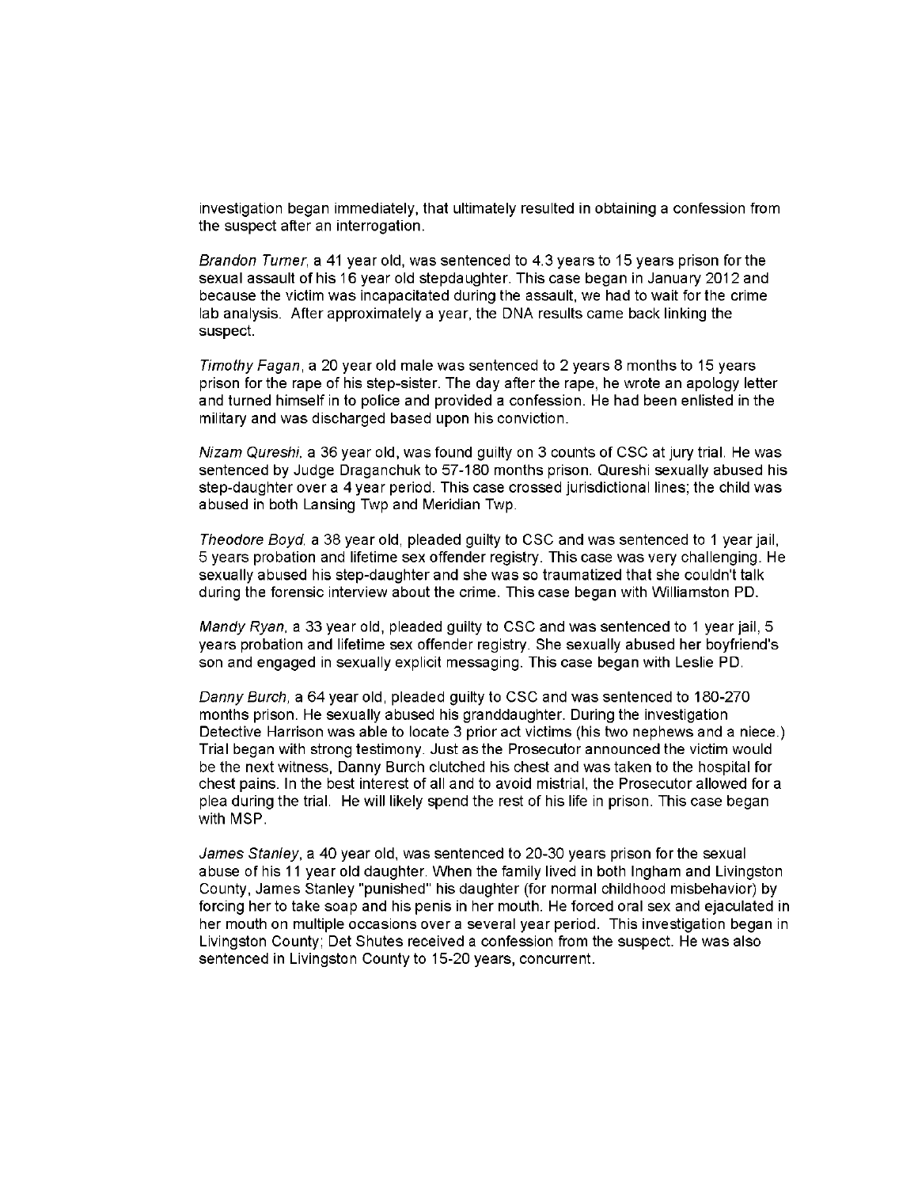investigation began immediately, that ultimately resulted in obtaining a confession from the suspect after an interrogation.

*Brandon Turner*, a 41 year old, was sentenced to 4.3 years to 15 years prison for the sexual assault of his 16 year old stepdaughter. This case began in January 2012 and because the victim was incapacitated during the assault, we had to wait for the crime lab analysis. After approximately a year, the DNA results came back linking the suspect.

*Timothy Fagan*, a 20 year old male was sentenced to 2 years 8 months to 15 years prison for the rape of his step-sister. The day after the rape, he wrote an apology letter and turned himself in to police and provided a confession. He had been enlisted in the military and was discharged based upon his conviction.

*Nizam Qureshi*, a 36 year old, was found guilty on 3 counts of CSC at jury trial. He was sentenced by Judge Draganchuk to 57-180 months prison. Qureshi sexually abused his step-daughter over a 4 year period. This case crossed jurisdictional lines; the child was abused in both Lansing Twp and Meridian Twp.

*Theodore Boyd*, a 38 year old, pleaded guilty to CSC and was sentenced to 1 year jail, 5 years probation and lifetime sex offender registry. This case was very challenging. He sexually abused his step-daughter and she was so traumatized that she couldn't talk during the forensic interview about the crime. This case began with Williamston PD.

*Mandy Ryan*, a 33 year old, pleaded guilty to CSC and was sentenced to 1 year jail, 5 years probation and lifetime sex offender registry. She sexually abused her boyfriend's son and engaged in sexually explicit messaging. This case began with Leslie PD.

*Danny Burch*, a 64 year old, pleaded guilty to CSC and was sentenced to 180-270 months prison. He sexually abused his granddaughter. During the investigation Detective Harrison was able to locate 3 prior act victims (his two nephews and a niece.) Trial began with strong testimony. Just as the Prosecutor announced the victim would be the next witness, Danny Burch clutched his chest and was taken to the hospital for chest pains. In the best interest of all and to avoid mistrial, the Prosecutor allowed for a plea during the trial. He will likely spend the rest of his life in prison. This case began with MSP.

*James Stanley*, a 40 year old, was sentenced to 20-30 years prison for the sexual abuse of his 11 year old daughter. When the family lived in both Ingham and Livingston County, James Stanley "punished" his daughter (for normal childhood misbehavior) by forcing her to take soap and his penis in her mouth. He forced oral sex and ejaculated in her mouth on multiple occasions over a several year period. This investigation began in Livingston County; Det Shutes received a confession from the suspect. He was also sentenced in Livingston County to 15-20 years, concurrent.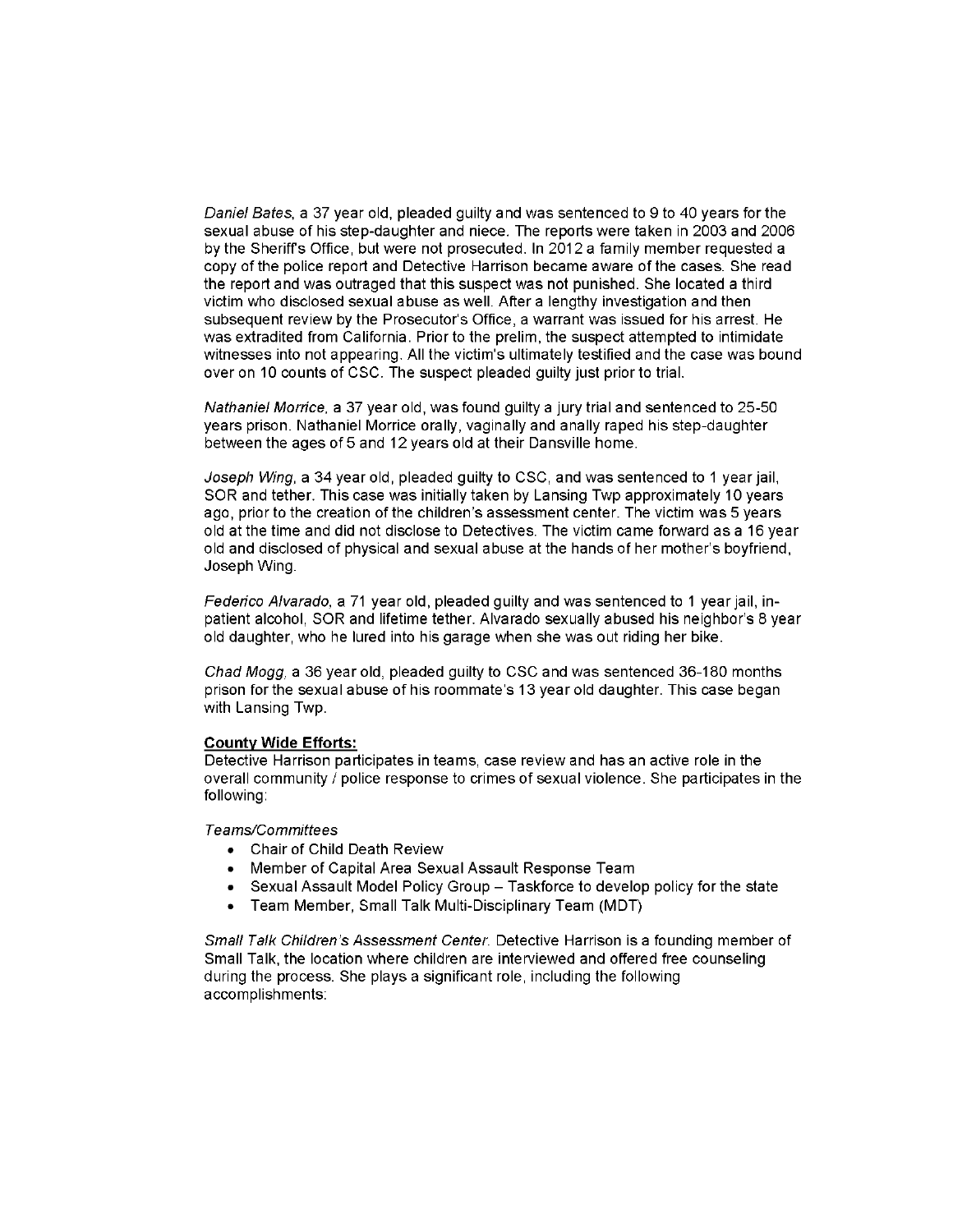*Daniel Bates*, a 37 year old, pleaded guilty and was sentenced to 9 to 40 years for the sexual abuse of his step-daughter and niece. The reports were taken in 2003 and 2006 by the Sheriff's Office, but were not prosecuted. In 2012 a family member requested a copy of the police report and Detective Harrison became aware of the cases. She read the report and was outraged that this suspect was not punished. She located a third victim who disclosed sexual abuse as well. After a lengthy investigation and then subsequent review by the Prosecutor's Office, a warrant was issued for his arrest. He was extradited from California. Prior to the prelim, the suspect attempted to intimidate witnesses into not appearing. All the victim's ultimately testified and the case was bound over on 10 counts of CSC. The suspect pleaded guilty just prior to trial.

*Nathaniel Morrice*, a 37 year old, was found guilty a jury trial and sentenced to 25-50 years prison. Nathaniel Morrice orally, vaginally and anally raped his step-daughter between the ages of 5 and 12 years old at their Dansville home.

*Joseph Wing*, a 34 year old, pleaded guilty to CSC, and was sentenced to 1 year jail, SOR and tether. This case was initially taken by Lansing Twp approximately 10 years ago, prior to the creation of the children's assessment center. The victim was 5 years old at the time and did not disclose to Detectives. The victim came forward as a 16 year old and disclosed of physical and sexual abuse at the hands of her mother's boyfriend, Joseph Wing.

*Federico Alvarado*, a 71 year old, pleaded guilty and was sentenced to 1 year jail, in-patient alcohol, SOR and lifetime tether. Alvarado sexually abused his neighbor's 8 year old daughter, who he lured into his garage when she was out riding her bike.

*Chad Mogg*, a 36 year old, pleaded guilty to CSC and was sentenced 36-180 months prison for the sexual abuse of his roommate's 13 year old daughter. This case began with Lansing Twp.

**County Wide Efforts:**

Detective Harrison participates in teams, case review and has an active role in the overall community / police response to crimes of sexual violence. She participates in the following:

*Teams/Committees*

- Chair of Child Death Review
- Member of Capital Area Sexual Assault Response Team
- Sexual Assault Model Policy Group – Taskforce to develop policy for the state
- Team Member, Small Talk Multi-Disciplinary Team (MDT)

*Small Talk Children's Assessment Center*. Detective Harrison is a founding member of Small Talk, the location where children are interviewed and offered free counseling during the process. She plays a significant role, including the following accomplishments: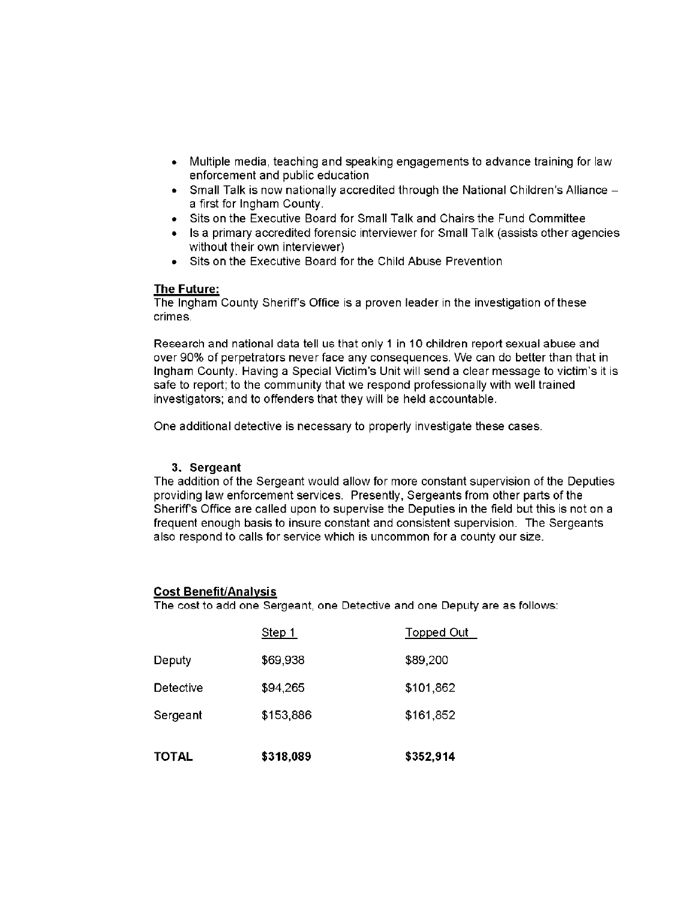- Multiple media, teaching and speaking engagements to advance training for law enforcement and public education
- Small Talk is now nationally accredited through the National Children's Alliance – a first for Ingham County.
- Sits on the Executive Board for Small Talk and Chairs the Fund Committee
- Is a primary accredited forensic interviewer for Small Talk (assists other agencies without their own interviewer)
- Sits on the Executive Board for the Child Abuse Prevention

**The Future:**
The Ingham County Sheriff's Office is a proven leader in the investigation of these crimes.

Research and national data tell us that only 1 in 10 children report sexual abuse and over 90% of perpetrators never face any consequences. We can do better than that in Ingham County. Having a Special Victim's Unit will send a clear message to victim's it is safe to report; to the community that we respond professionally with well trained investigators; and to offenders that they will be held accountable.

One additional detective is necessary to properly investigate these cases.

### 3. Sergeant

The addition of the Sergeant would allow for more constant supervision of the Deputies providing law enforcement services. Presently, Sergeants from other parts of the Sheriff's Office are called upon to supervise the Deputies in the field but this is not on a frequent enough basis to insure constant and consistent supervision. The Sergeants also respond to calls for service which is uncommon for a county our size.

**Cost Benefit/Analysis**
The cost to add one Sergeant, one Detective and one Deputy are as follows:

| | Step 1 | Topped Out |
|---|---|---|
| Deputy | $69,938 | $89,200 |
| Detective | $94,265 | $101,862 |
| Sergeant | $153,886 | $161,852 |
| **TOTAL** | **$318,089** | **$352,914** |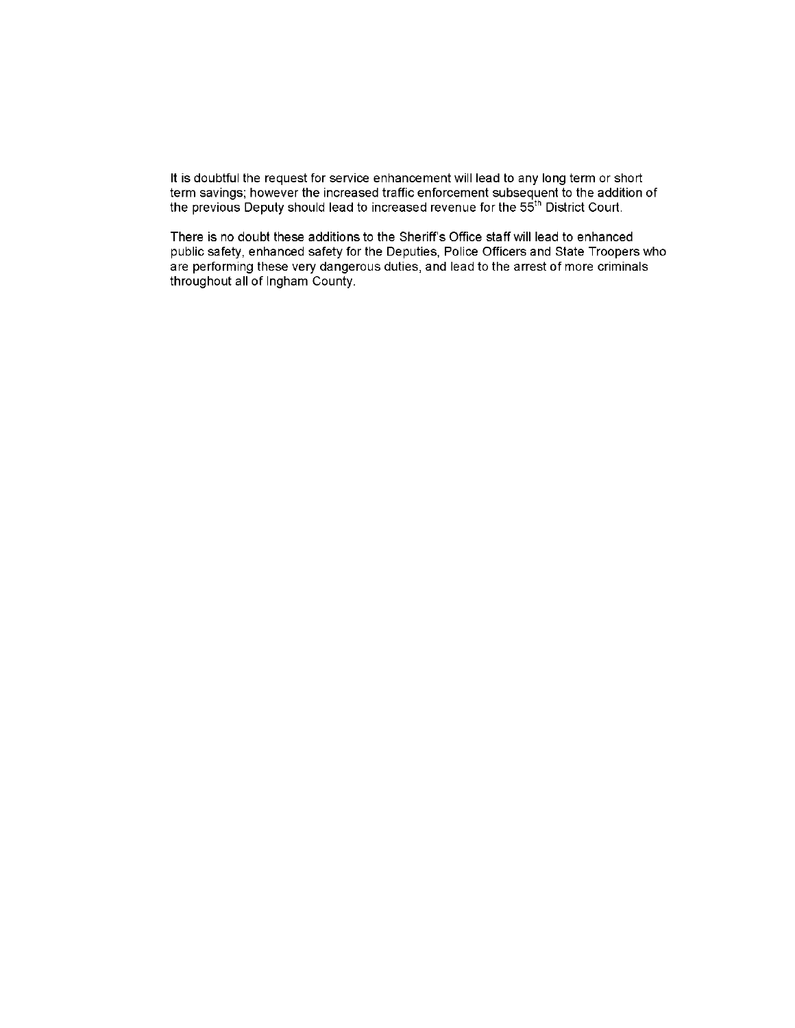It is doubtful the request for service enhancement will lead to any long term or short term savings; however the increased traffic enforcement subsequent to the addition of the previous Deputy should lead to increased revenue for the 55$^{th}$ District Court.

There is no doubt these additions to the Sheriff's Office staff will lead to enhanced public safety, enhanced safety for the Deputies, Police Officers and State Troopers who are performing these very dangerous duties, and lead to the arrest of more criminals throughout all of Ingham County.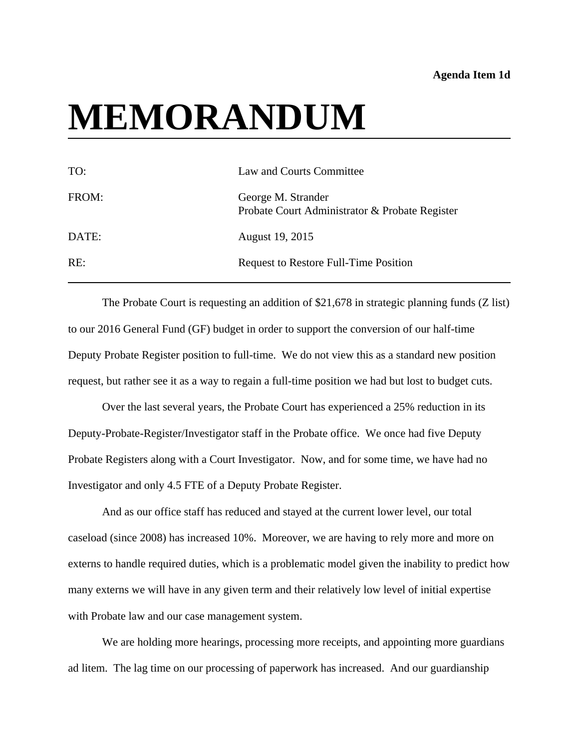**Agenda Item 1d**

# MEMORANDUM

| | |
|---|---|
| TO: | Law and Courts Committee |
| FROM: | George M. Strander<br>Probate Court Administrator & Probate Register |
| DATE: | August 19, 2015 |
| RE: | Request to Restore Full-Time Position |

The Probate Court is requesting an addition of $21,678 in strategic planning funds (Z list) to our 2016 General Fund (GF) budget in order to support the conversion of our half-time Deputy Probate Register position to full-time. We do not view this as a standard new position request, but rather see it as a way to regain a full-time position we had but lost to budget cuts.

Over the last several years, the Probate Court has experienced a 25% reduction in its Deputy-Probate-Register/Investigator staff in the Probate office. We once had five Deputy Probate Registers along with a Court Investigator. Now, and for some time, we have had no Investigator and only 4.5 FTE of a Deputy Probate Register.

And as our office staff has reduced and stayed at the current lower level, our total caseload (since 2008) has increased 10%. Moreover, we are having to rely more and more on externs to handle required duties, which is a problematic model given the inability to predict how many externs we will have in any given term and their relatively low level of initial expertise with Probate law and our case management system.

We are holding more hearings, processing more receipts, and appointing more guardians ad litem. The lag time on our processing of paperwork has increased. And our guardianship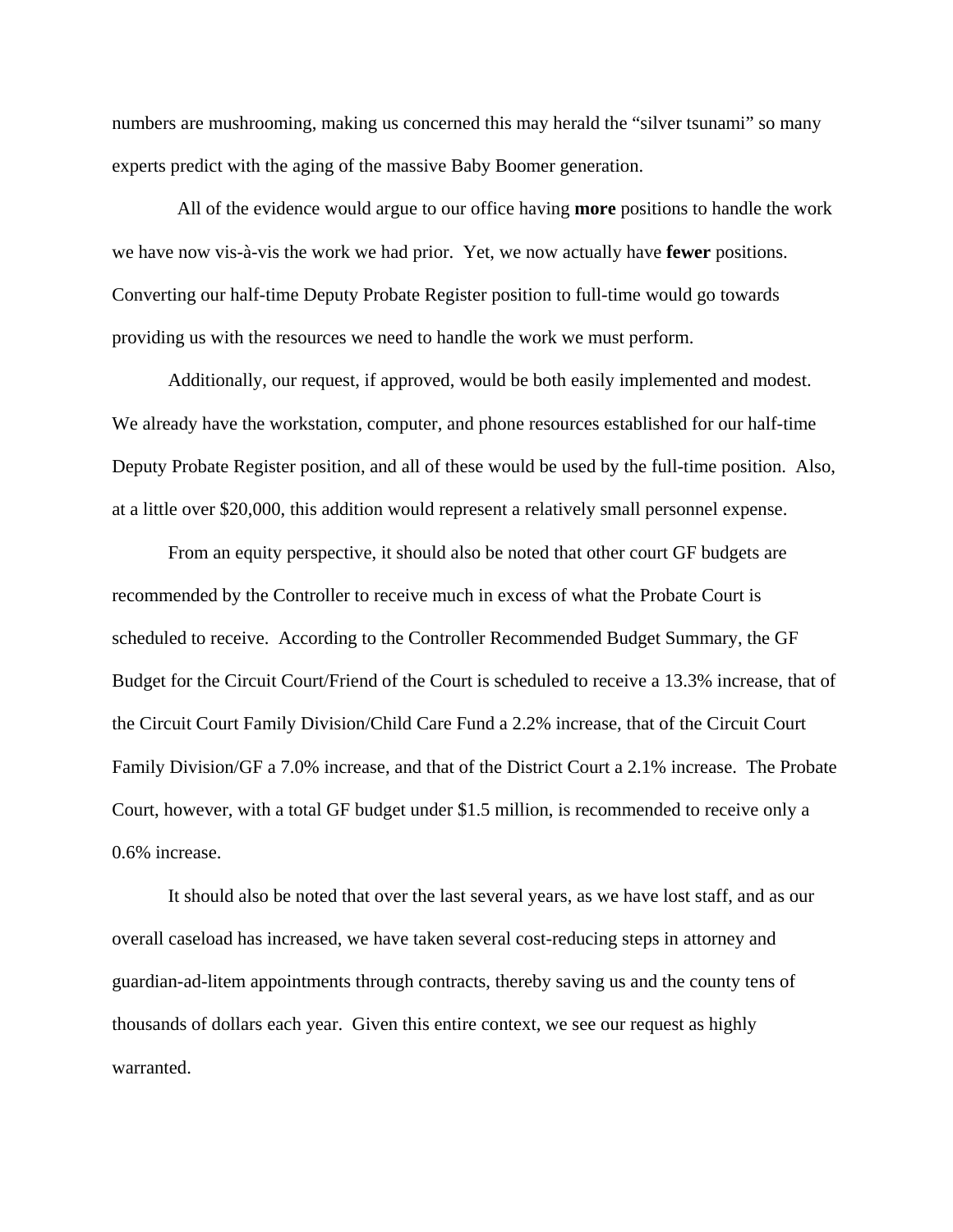numbers are mushrooming, making us concerned this may herald the “silver tsunami” so many experts predict with the aging of the massive Baby Boomer generation.

All of the evidence would argue to our office having **more** positions to handle the work we have now vis-à-vis the work we had prior. Yet, we now actually have **fewer** positions. Converting our half-time Deputy Probate Register position to full-time would go towards providing us with the resources we need to handle the work we must perform.

Additionally, our request, if approved, would be both easily implemented and modest. We already have the workstation, computer, and phone resources established for our half-time Deputy Probate Register position, and all of these would be used by the full-time position. Also, at a little over $20,000, this addition would represent a relatively small personnel expense.

From an equity perspective, it should also be noted that other court GF budgets are recommended by the Controller to receive much in excess of what the Probate Court is scheduled to receive. According to the Controller Recommended Budget Summary, the GF Budget for the Circuit Court/Friend of the Court is scheduled to receive a 13.3% increase, that of the Circuit Court Family Division/Child Care Fund a 2.2% increase, that of the Circuit Court Family Division/GF a 7.0% increase, and that of the District Court a 2.1% increase. The Probate Court, however, with a total GF budget under $1.5 million, is recommended to receive only a 0.6% increase.

It should also be noted that over the last several years, as we have lost staff, and as our overall caseload has increased, we have taken several cost-reducing steps in attorney and guardian-ad-litem appointments through contracts, thereby saving us and the county tens of thousands of dollars each year. Given this entire context, we see our request as highly warranted.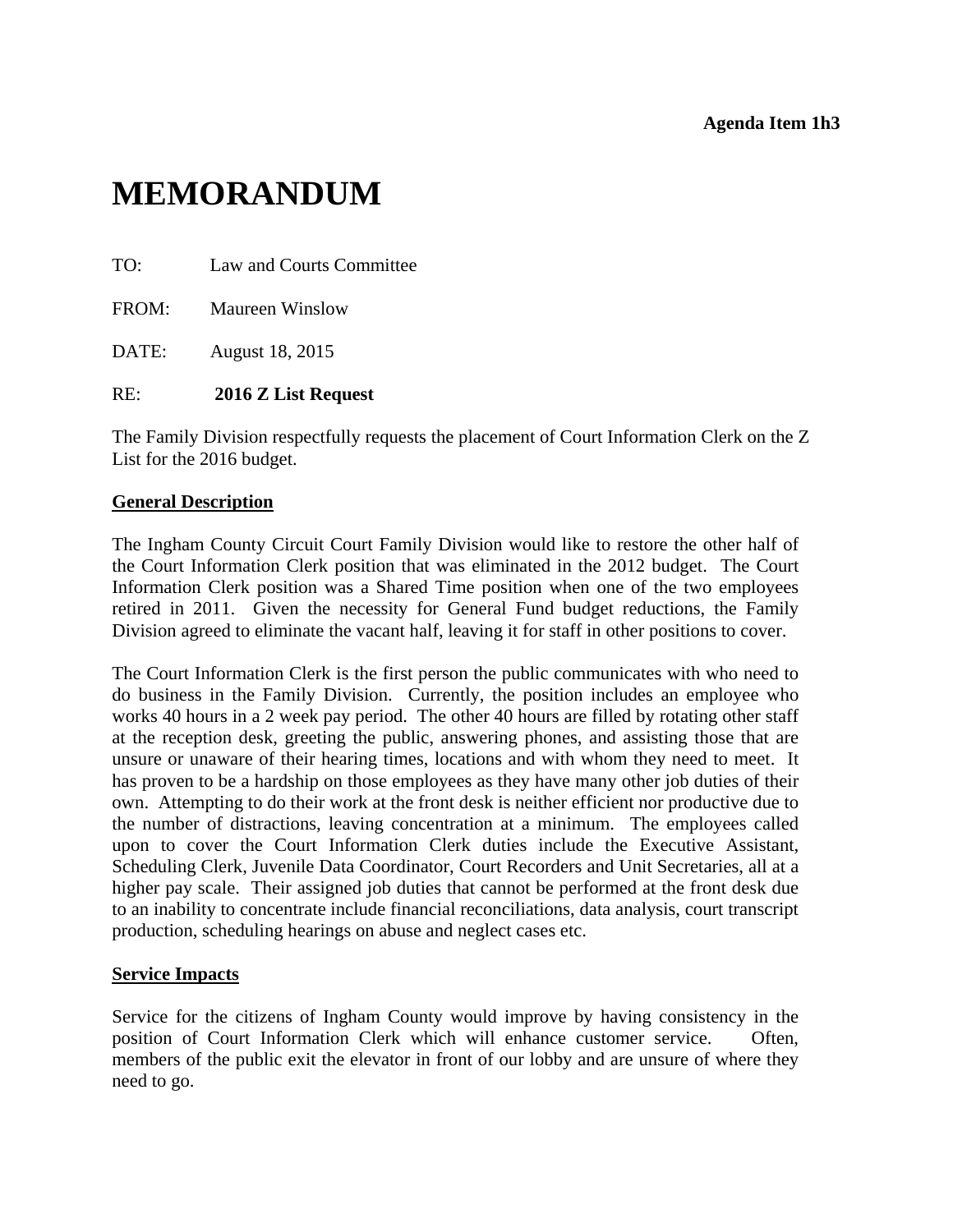**Agenda Item 1h3**

# MEMORANDUM

TO: Law and Courts Committee

FROM: Maureen Winslow

DATE: August 18, 2015

RE: **2016 Z List Request**

The Family Division respectfully requests the placement of Court Information Clerk on the Z List for the 2016 budget.

**General Description**

The Ingham County Circuit Court Family Division would like to restore the other half of the Court Information Clerk position that was eliminated in the 2012 budget. The Court Information Clerk position was a Shared Time position when one of the two employees retired in 2011. Given the necessity for General Fund budget reductions, the Family Division agreed to eliminate the vacant half, leaving it for staff in other positions to cover.

The Court Information Clerk is the first person the public communicates with who need to do business in the Family Division. Currently, the position includes an employee who works 40 hours in a 2 week pay period. The other 40 hours are filled by rotating other staff at the reception desk, greeting the public, answering phones, and assisting those that are unsure or unaware of their hearing times, locations and with whom they need to meet. It has proven to be a hardship on those employees as they have many other job duties of their own. Attempting to do their work at the front desk is neither efficient nor productive due to the number of distractions, leaving concentration at a minimum. The employees called upon to cover the Court Information Clerk duties include the Executive Assistant, Scheduling Clerk, Juvenile Data Coordinator, Court Recorders and Unit Secretaries, all at a higher pay scale. Their assigned job duties that cannot be performed at the front desk due to an inability to concentrate include financial reconciliations, data analysis, court transcript production, scheduling hearings on abuse and neglect cases etc.

**Service Impacts**

Service for the citizens of Ingham County would improve by having consistency in the position of Court Information Clerk which will enhance customer service. Often, members of the public exit the elevator in front of our lobby and are unsure of where they need to go.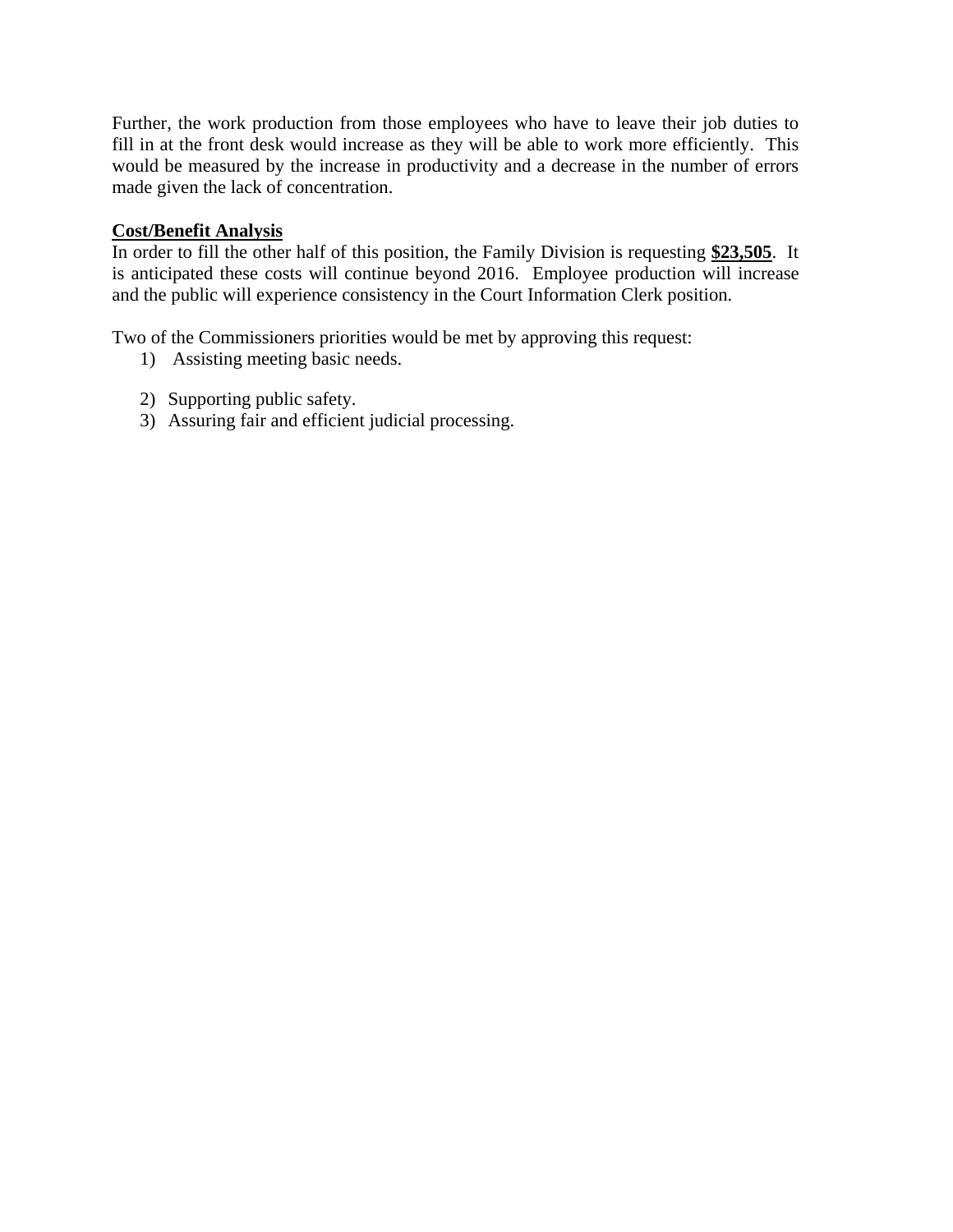Further, the work production from those employees who have to leave their job duties to fill in at the front desk would increase as they will be able to work more efficiently. This would be measured by the increase in productivity and a decrease in the number of errors made given the lack of concentration.

**Cost/Benefit Analysis**

In order to fill the other half of this position, the Family Division is requesting **$23,505**. It is anticipated these costs will continue beyond 2016. Employee production will increase and the public will experience consistency in the Court Information Clerk position.

Two of the Commissioners priorities would be met by approving this request:

1) Assisting meeting basic needs.
2) Supporting public safety.
3) Assuring fair and efficient judicial processing.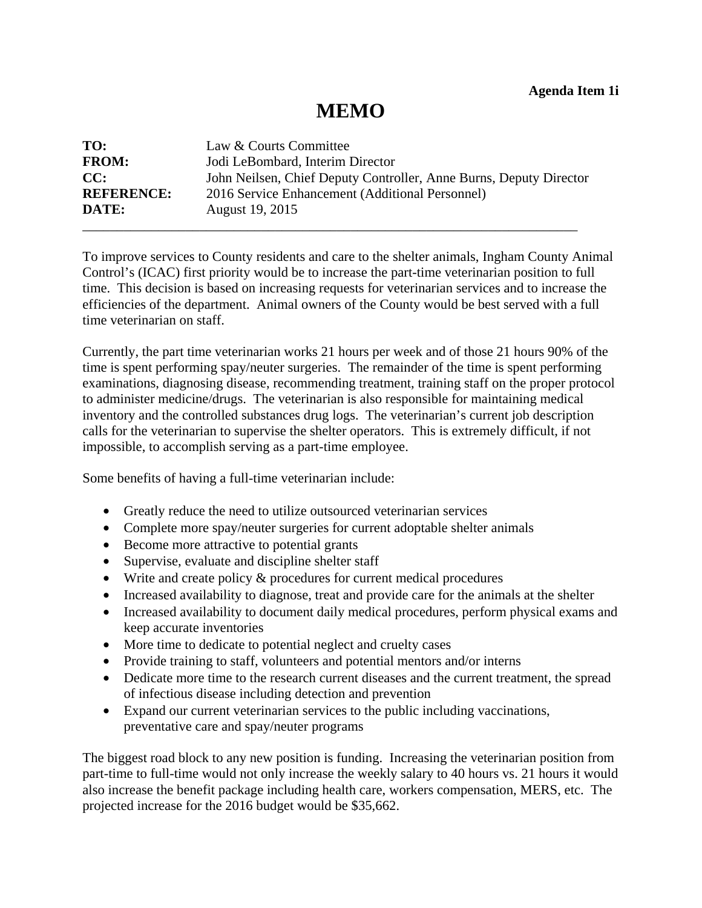**Agenda Item 1i**

# MEMO

| | |
|---|---|
| **TO:** | Law & Courts Committee |
| **FROM:** | Jodi LeBombard, Interim Director |
| **CC:** | John Neilsen, Chief Deputy Controller, Anne Burns, Deputy Director |
| **REFERENCE:** | 2016 Service Enhancement (Additional Personnel) |
| **DATE:** | August 19, 2015 |

---

To improve services to County residents and care to the shelter animals, Ingham County Animal Control's (ICAC) first priority would be to increase the part-time veterinarian position to full time. This decision is based on increasing requests for veterinarian services and to increase the efficiencies of the department. Animal owners of the County would be best served with a full time veterinarian on staff.

Currently, the part time veterinarian works 21 hours per week and of those 21 hours 90% of the time is spent performing spay/neuter surgeries. The remainder of the time is spent performing examinations, diagnosing disease, recommending treatment, training staff on the proper protocol to administer medicine/drugs. The veterinarian is also responsible for maintaining medical inventory and the controlled substances drug logs. The veterinarian's current job description calls for the veterinarian to supervise the shelter operators. This is extremely difficult, if not impossible, to accomplish serving as a part-time employee.

Some benefits of having a full-time veterinarian include:

- Greatly reduce the need to utilize outsourced veterinarian services
- Complete more spay/neuter surgeries for current adoptable shelter animals
- Become more attractive to potential grants
- Supervise, evaluate and discipline shelter staff
- Write and create policy & procedures for current medical procedures
- Increased availability to diagnose, treat and provide care for the animals at the shelter
- Increased availability to document daily medical procedures, perform physical exams and keep accurate inventories
- More time to dedicate to potential neglect and cruelty cases
- Provide training to staff, volunteers and potential mentors and/or interns
- Dedicate more time to the research current diseases and the current treatment, the spread of infectious disease including detection and prevention
- Expand our current veterinarian services to the public including vaccinations, preventative care and spay/neuter programs

The biggest road block to any new position is funding. Increasing the veterinarian position from part-time to full-time would not only increase the weekly salary to 40 hours vs. 21 hours it would also increase the benefit package including health care, workers compensation, MERS, etc. The projected increase for the 2016 budget would be $35,662.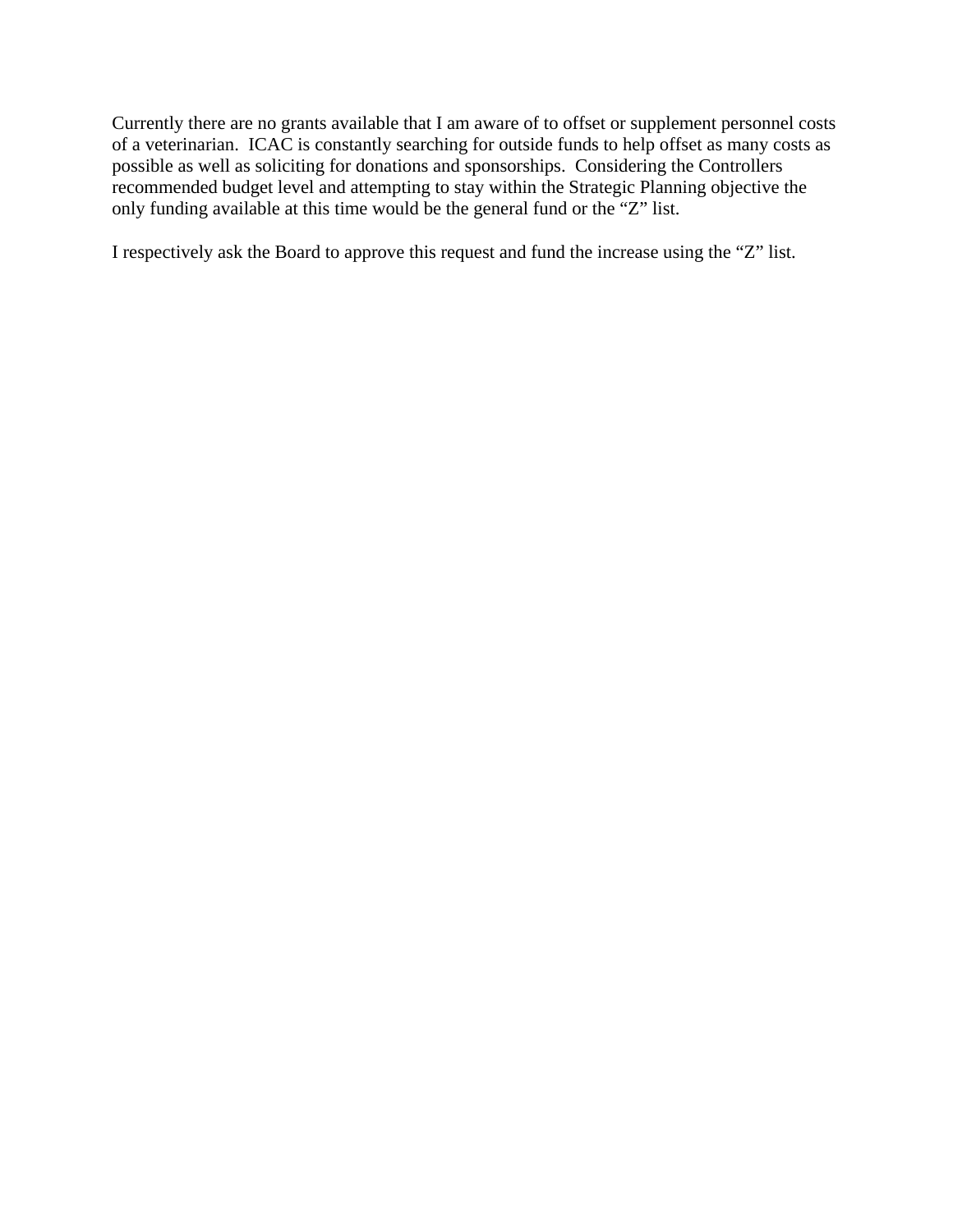Currently there are no grants available that I am aware of to offset or supplement personnel costs of a veterinarian. ICAC is constantly searching for outside funds to help offset as many costs as possible as well as soliciting for donations and sponsorships. Considering the Controllers recommended budget level and attempting to stay within the Strategic Planning objective the only funding available at this time would be the general fund or the "Z" list.

I respectively ask the Board to approve this request and fund the increase using the "Z" list.